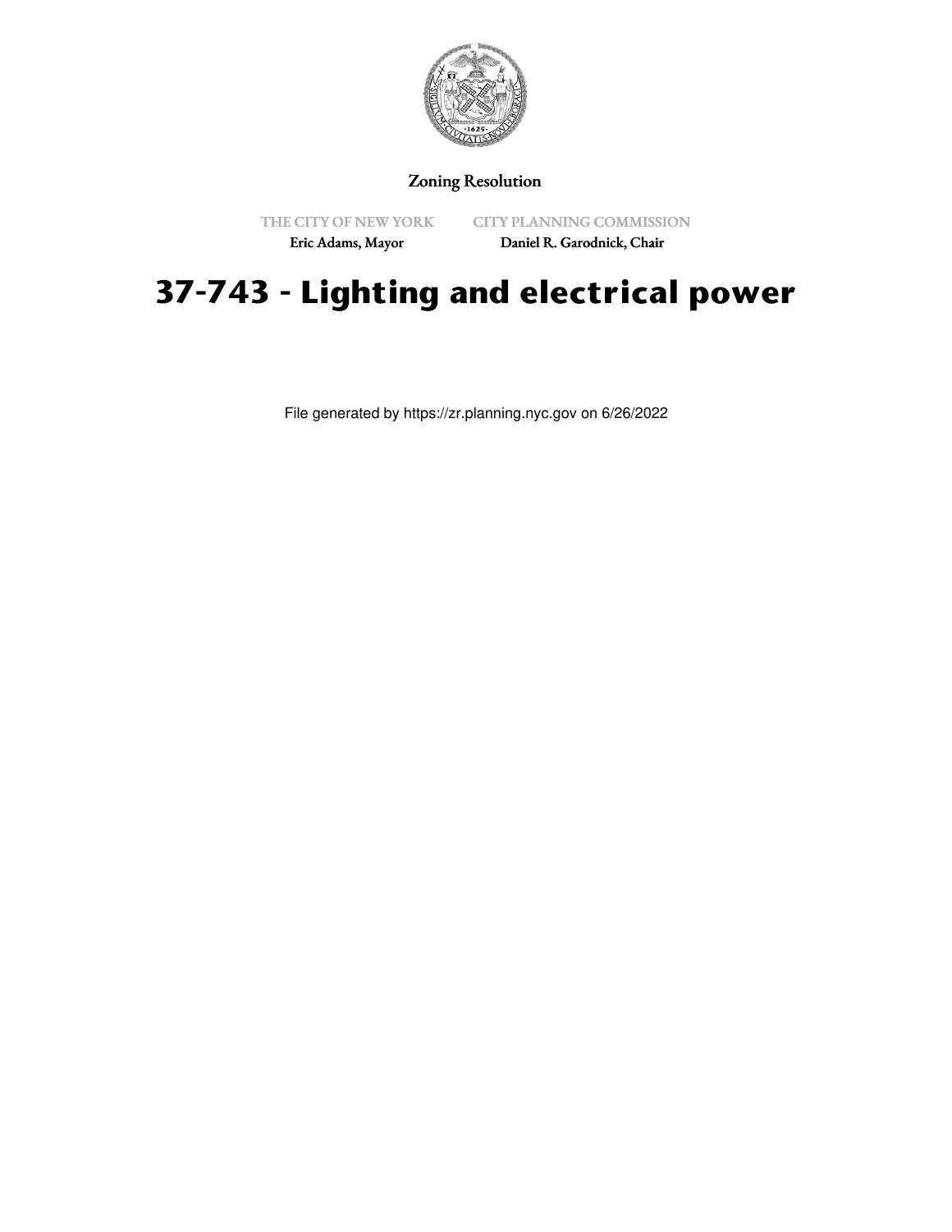Zoning Resolution

THE CITY OF NEW YORK
Eric Adams, Mayor

CITY PLANNING COMMISSION
Daniel R. Garodnick, Chair

# 37-743 - Lighting and electrical power

File generated by https://zr.planning.nyc.gov on 6/26/2022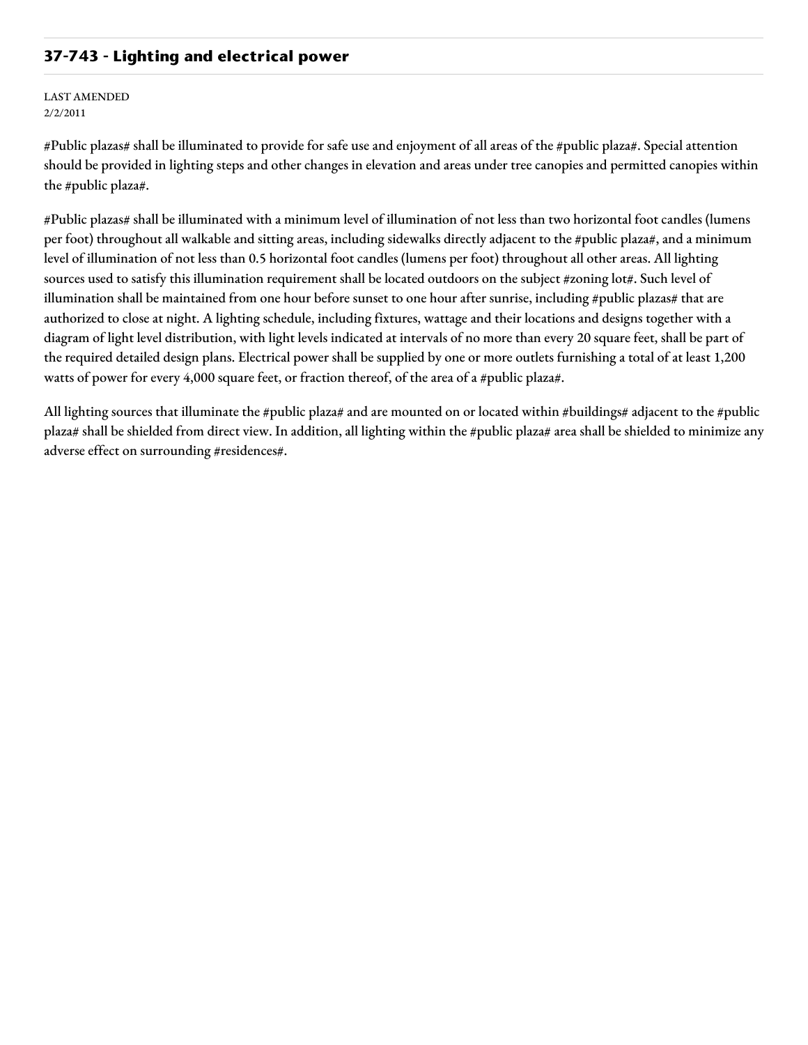## 37-743 - Lighting and electrical power

LAST AMENDED
2/2/2011

#Public plazas# shall be illuminated to provide for safe use and enjoyment of all areas of the #public plaza#. Special attention should be provided in lighting steps and other changes in elevation and areas under tree canopies and permitted canopies within the #public plaza#.

#Public plazas# shall be illuminated with a minimum level of illumination of not less than two horizontal foot candles (lumens per foot) throughout all walkable and sitting areas, including sidewalks directly adjacent to the #public plaza#, and a minimum level of illumination of not less than 0.5 horizontal foot candles (lumens per foot) throughout all other areas. All lighting sources used to satisfy this illumination requirement shall be located outdoors on the subject #zoning lot#. Such level of illumination shall be maintained from one hour before sunset to one hour after sunrise, including #public plazas# that are authorized to close at night. A lighting schedule, including fixtures, wattage and their locations and designs together with a diagram of light level distribution, with light levels indicated at intervals of no more than every 20 square feet, shall be part of the required detailed design plans. Electrical power shall be supplied by one or more outlets furnishing a total of at least 1,200 watts of power for every 4,000 square feet, or fraction thereof, of the area of a #public plaza#.

All lighting sources that illuminate the #public plaza# and are mounted on or located within #buildings# adjacent to the #public plaza# shall be shielded from direct view. In addition, all lighting within the #public plaza# area shall be shielded to minimize any adverse effect on surrounding #residences#.